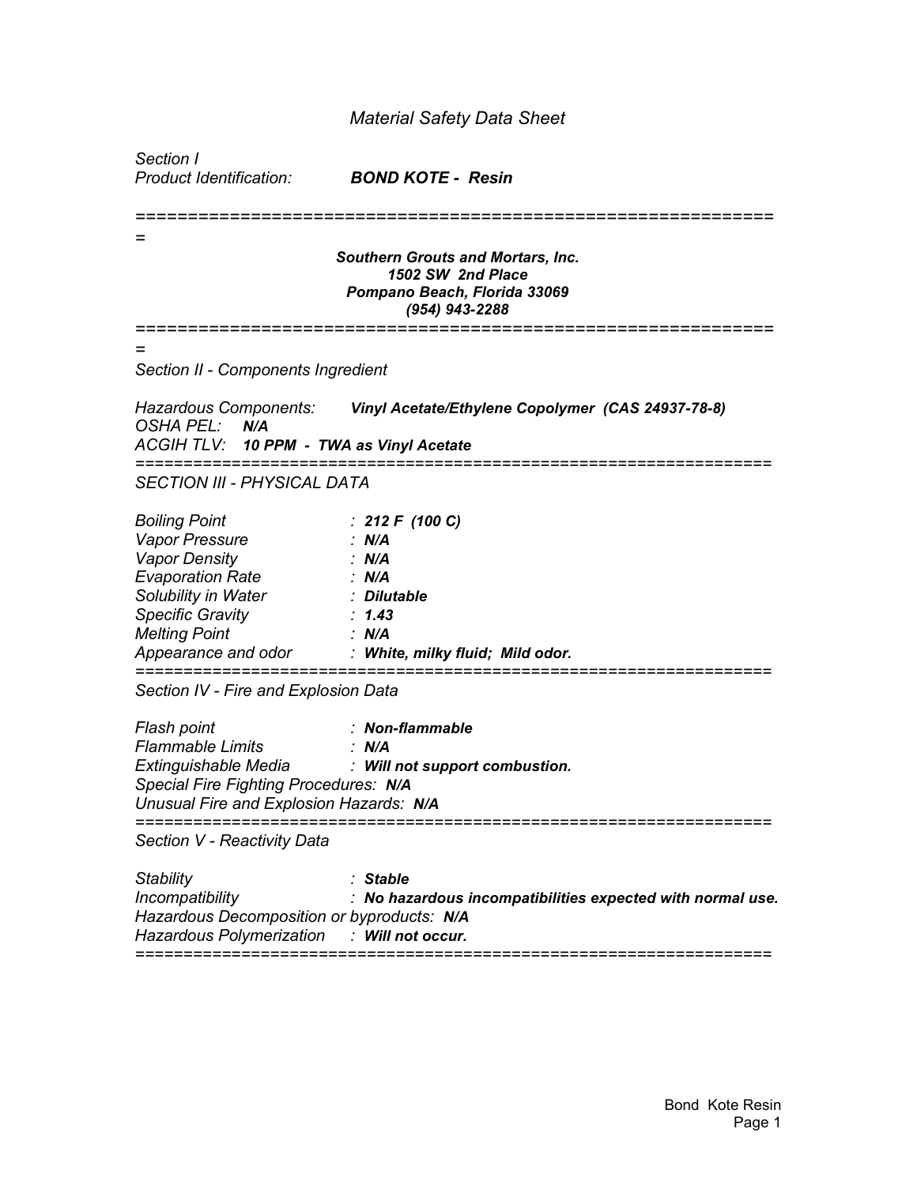# *Material Safety Data Sheet*

*Section I*
*Product Identification:* ***BOND KOTE - Resin***

---

***Southern Grouts and Mortars, Inc.***
***1502 SW 2nd Place***
***Pompano Beach, Florida 33069***
***(954) 943-2288***

---

## *Section II - Components Ingredient*

*Hazardous Components:* ***Vinyl Acetate/Ethylene Copolymer (CAS 24937-78-8)***
*OSHA PEL:* ***N/A***
*ACGIH TLV:* ***10 PPM - TWA as Vinyl Acetate***

---

## *SECTION III - PHYSICAL DATA*

| | |
|---|---|
| *Boiling Point* | : ***212 F (100 C)*** |
| *Vapor Pressure* | : ***N/A*** |
| *Vapor Density* | : ***N/A*** |
| *Evaporation Rate* | : ***N/A*** |
| *Solubility in Water* | : ***Dilutable*** |
| *Specific Gravity* | : ***1.43*** |
| *Melting Point* | : ***N/A*** |
| *Appearance and odor* | : ***White, milky fluid; Mild odor.*** |

---

## *Section IV - Fire and Explosion Data*

| | |
|---|---|
| *Flash point* | : ***Non-flammable*** |
| *Flammable Limits* | : ***N/A*** |
| *Extinguishable Media* | : ***Will not support combustion.*** |

*Special Fire Fighting Procedures:* ***N/A***
*Unusual Fire and Explosion Hazards:* ***N/A***

---

## *Section V - Reactivity Data*

| | |
|---|---|
| *Stability* | : ***Stable*** |
| *Incompatibility* | : ***No hazardous incompatibilities expected with normal use.*** |

*Hazardous Decomposition or byproducts:* ***N/A***
*Hazardous Polymerization* : ***Will not occur.***

---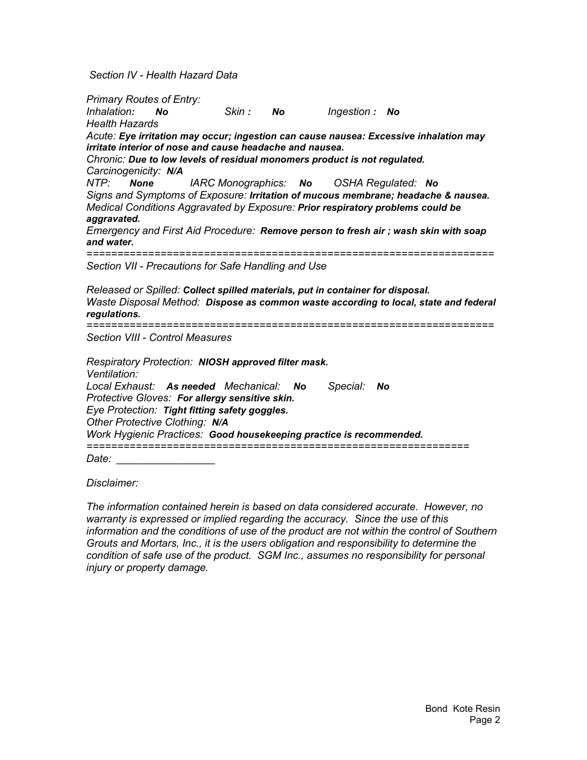*Section IV - Health Hazard Data*

*Primary Routes of Entry:*
*Inhalation:* ***No*** *Skin :* ***No*** *Ingestion :* ***No***
*Health Hazards*
*Acute:* ***Eye irritation may occur; ingestion can cause nausea: Excessive inhalation may irritate interior of nose and cause headache and nausea.***
*Chronic:* ***Due to low levels of residual monomers product is not regulated.***
*Carcinogenicity:* ***N/A***
*NTP:* ***None*** *IARC Monographics:* ***No*** *OSHA Regulated:* ***No***
*Signs and Symptoms of Exposure:* ***Irritation of mucous membrane; headache & nausea.***
*Medical Conditions Aggravated by Exposure:* ***Prior respiratory problems could be aggravated.***
*Emergency and First Aid Procedure:* ***Remove person to fresh air ; wash skin with soap and water.***

=================================================================

*Section VII - Precautions for Safe Handling and Use*

*Released or Spilled:* ***Collect spilled materials, put in container for disposal.***
*Waste Disposal Method:* ***Dispose as common waste according to local, state and federal regulations.***

=================================================================

*Section VIII - Control Measures*

*Respiratory Protection:* ***NIOSH approved filter mask.***
*Ventilation:*
*Local Exhaust:* ***As needed*** *Mechanical:* ***No*** *Special:* ***No***
*Protective Gloves:* ***For allergy sensitive skin.***
*Eye Protection:* ***Tight fitting safety goggles.***
*Other Protective Clothing:* ***N/A***
*Work Hygienic Practices:* ***Good housekeeping practice is recommended.***

=============================================================

*Date: \_\_\_\_\_\_\_\_\_\_\_\_\_\_\_\_*

*Disclaimer:*

*The information contained herein is based on data considered accurate. However, no warranty is expressed or implied regarding the accuracy. Since the use of this information and the conditions of use of the product are not within the control of Southern Grouts and Mortars, Inc., it is the users obligation and responsibility to determine the condition of safe use of the product. SGM Inc., assumes no responsibility for personal injury or property damage.*